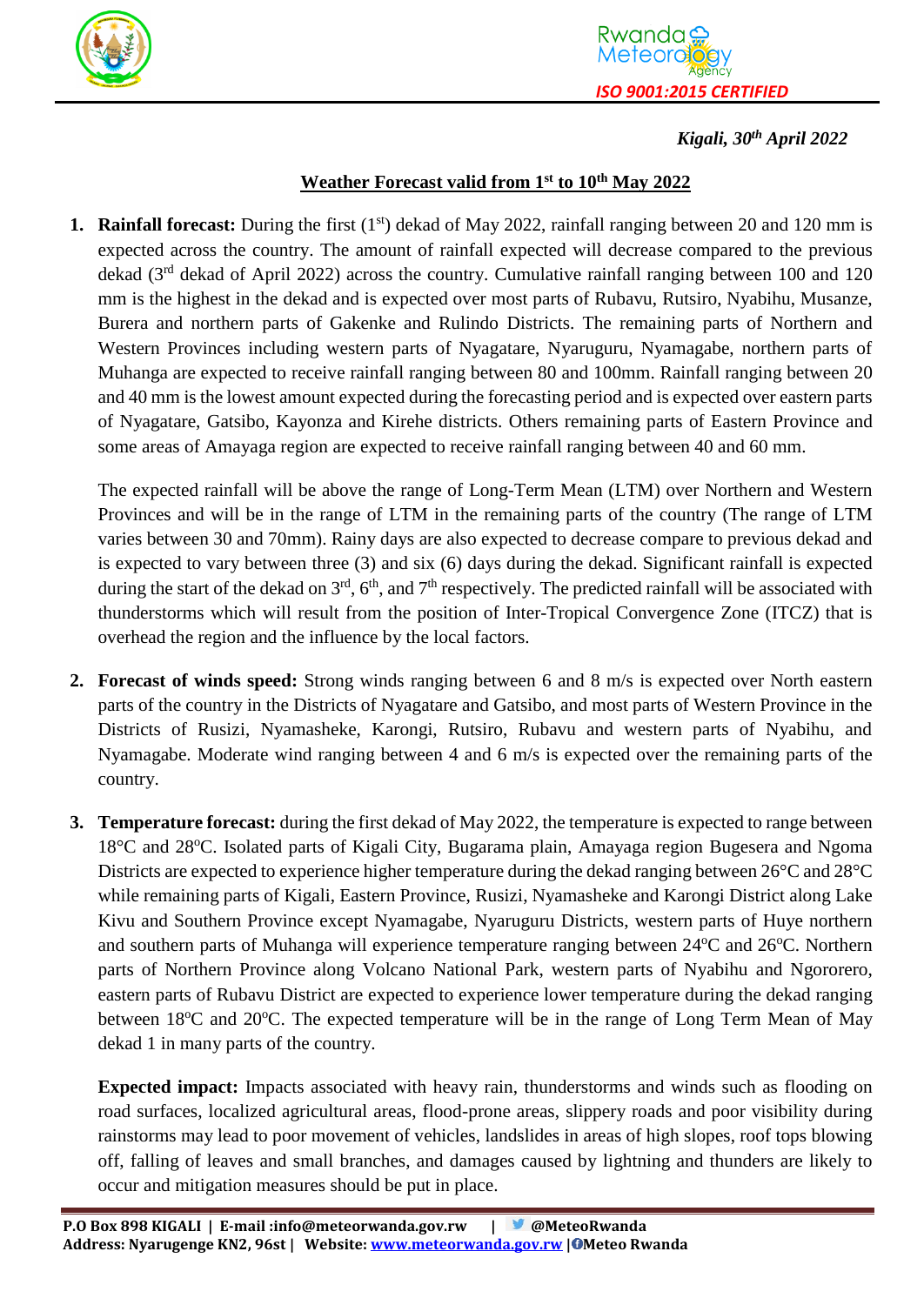Rwanda Meteorology Agency

*ISO 9001:2015 CERTIFIED*

***Kigali, 30th April 2022***

## Weather Forecast valid from 1st to 10th May 2022

1. **Rainfall forecast:** During the first (1st) dekad of May 2022, rainfall ranging between 20 and 120 mm is expected across the country. The amount of rainfall expected will decrease compared to the previous dekad (3rd dekad of April 2022) across the country. Cumulative rainfall ranging between 100 and 120 mm is the highest in the dekad and is expected over most parts of Rubavu, Rutsiro, Nyabihu, Musanze, Burera and northern parts of Gakenke and Rulindo Districts. The remaining parts of Northern and Western Provinces including western parts of Nyagatare, Nyaruguru, Nyamagabe, northern parts of Muhanga are expected to receive rainfall ranging between 80 and 100mm. Rainfall ranging between 20 and 40 mm is the lowest amount expected during the forecasting period and is expected over eastern parts of Nyagatare, Gatsibo, Kayonza and Kirehe districts. Others remaining parts of Eastern Province and some areas of Amayaga region are expected to receive rainfall ranging between 40 and 60 mm.

   The expected rainfall will be above the range of Long-Term Mean (LTM) over Northern and Western Provinces and will be in the range of LTM in the remaining parts of the country (The range of LTM varies between 30 and 70mm). Rainy days are also expected to decrease compare to previous dekad and is expected to vary between three (3) and six (6) days during the dekad. Significant rainfall is expected during the start of the dekad on 3rd, 6th, and 7th respectively. The predicted rainfall will be associated with thunderstorms which will result from the position of Inter-Tropical Convergence Zone (ITCZ) that is overhead the region and the influence by the local factors.

2. **Forecast of winds speed:** Strong winds ranging between 6 and 8 m/s is expected over North eastern parts of the country in the Districts of Nyagatare and Gatsibo, and most parts of Western Province in the Districts of Rusizi, Nyamasheke, Karongi, Rutsiro, Rubavu and western parts of Nyabihu, and Nyamagabe. Moderate wind ranging between 4 and 6 m/s is expected over the remaining parts of the country.

3. **Temperature forecast:** during the first dekad of May 2022, the temperature is expected to range between 18°C and 28°C. Isolated parts of Kigali City, Bugarama plain, Amayaga region Bugesera and Ngoma Districts are expected to experience higher temperature during the dekad ranging between 26°C and 28°C while remaining parts of Kigali, Eastern Province, Rusizi, Nyamasheke and Karongi District along Lake Kivu and Southern Province except Nyamagabe, Nyaruguru Districts, western parts of Huye northern and southern parts of Muhanga will experience temperature ranging between 24°C and 26°C. Northern parts of Northern Province along Volcano National Park, western parts of Nyabihu and Ngororero, eastern parts of Rubavu District are expected to experience lower temperature during the dekad ranging between 18°C and 20°C. The expected temperature will be in the range of Long Term Mean of May dekad 1 in many parts of the country.

   **Expected impact:** Impacts associated with heavy rain, thunderstorms and winds such as flooding on road surfaces, localized agricultural areas, flood-prone areas, slippery roads and poor visibility during rainstorms may lead to poor movement of vehicles, landslides in areas of high slopes, roof tops blowing off, falling of leaves and small branches, and damages caused by lightning and thunders are likely to occur and mitigation measures should be put in place.

**P.O Box 898 KIGALI | E-mail :info@meteorwanda.gov.rw | @MeteoRwanda**
**Address: Nyarugenge KN2, 96st | Website: www.meteorwanda.gov.rw | Meteo Rwanda**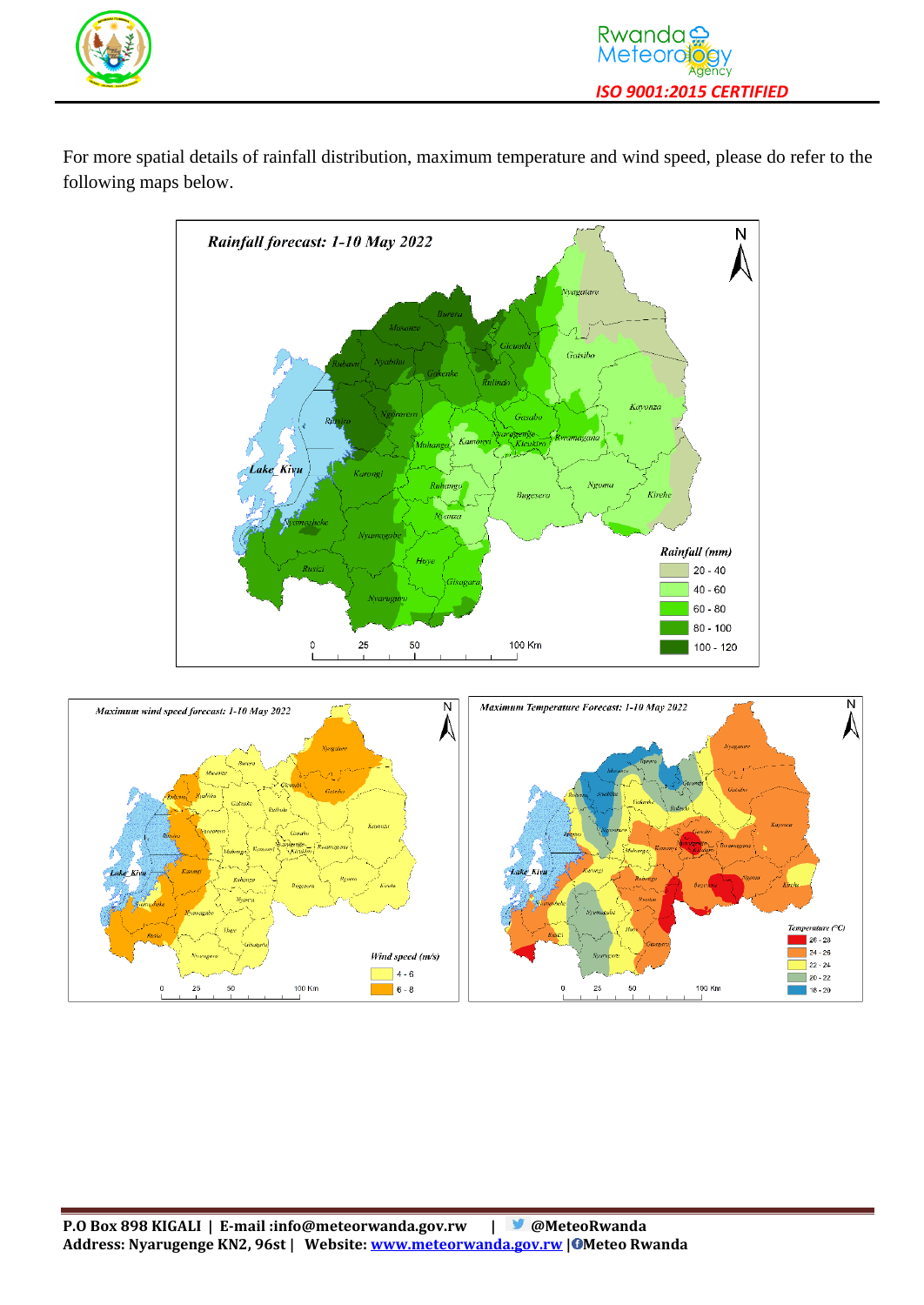For more spatial details of rainfall distribution, maximum temperature and wind speed, please do refer to the following maps below.

*Rainfall forecast: 1-10 May 2022*

N

Nyagatare
Burera
Musanze
Gicumbi
Gatsibo
Rubavu
Nyabihu
Gakenke
Rulindo
Kayonza
Ngororero
Gasabo
Rutsiro
Nyarugenge
Kamonyi
Kicukiro
Rwamagana
Muhanga
Lake Kivu
Karongi
Ruhango
Ngoma
Bugesera
Kirehe
Nyamasheke
Nyanza
Nyamagabe
Huye
Rusizi
Gisagara
Nyaruguru

Rainfall (mm)
20 - 40
40 - 60
60 - 80
80 - 100
100 - 120

0 25 50 100 Km

*Maximum wind speed forecast: 1-10 May 2022*

N

Wind speed (m/s)
4 - 6
6 - 8

0 25 50 100 Km

*Maximum Temperature Forecast: 1-10 May 2022*

N

Temperature (°C)
26 - 28
24 - 26
22 - 24
20 - 22
18 - 20

0 25 50 100 Km